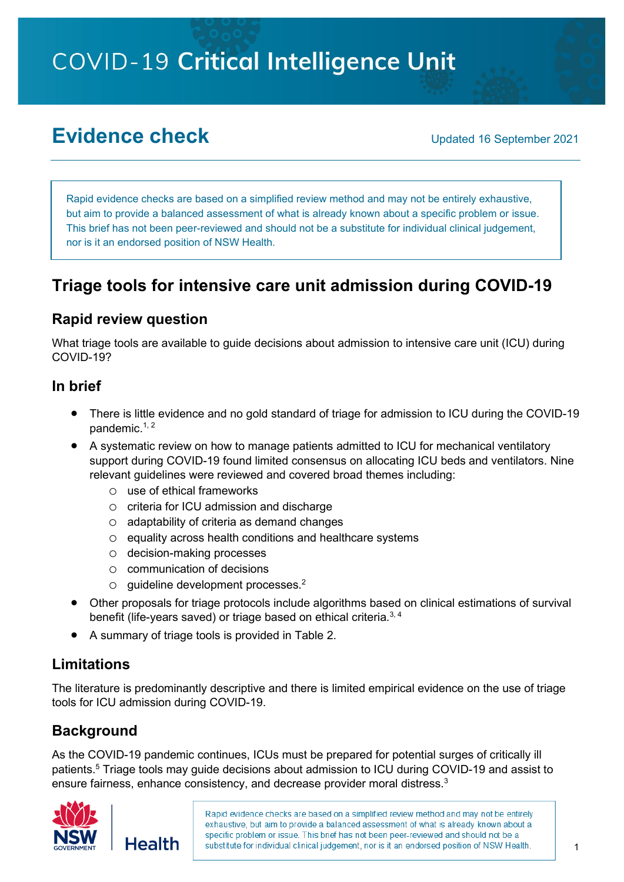# COVID-19 Critical Intelligence Unit

## Evidence check

Updated 16 September 2021

> Rapid evidence checks are based on a simplified review method and may not be entirely exhaustive, but aim to provide a balanced assessment of what is already known about a specific problem or issue. This brief has not been peer-reviewed and should not be a substitute for individual clinical judgement, nor is it an endorsed position of NSW Health.

## Triage tools for intensive care unit admission during COVID-19

### Rapid review question

What triage tools are available to guide decisions about admission to intensive care unit (ICU) during COVID-19?

### In brief

- There is little evidence and no gold standard of triage for admission to ICU during the COVID-19 pandemic.[1, 2]
- A systematic review on how to manage patients admitted to ICU for mechanical ventilatory support during COVID-19 found limited consensus on allocating ICU beds and ventilators. Nine relevant guidelines were reviewed and covered broad themes including:
  - use of ethical frameworks
  - criteria for ICU admission and discharge
  - adaptability of criteria as demand changes
  - equality across health conditions and healthcare systems
  - decision-making processes
  - communication of decisions
  - guideline development processes.[2]
- Other proposals for triage protocols include algorithms based on clinical estimations of survival benefit (life-years saved) or triage based on ethical criteria.[3, 4]
- A summary of triage tools is provided in Table 2.

### Limitations

The literature is predominantly descriptive and there is limited empirical evidence on the use of triage tools for ICU admission during COVID-19.

### Background

As the COVID-19 pandemic continues, ICUs must be prepared for potential surges of critically ill patients.[5] Triage tools may guide decisions about admission to ICU during COVID-19 and assist to ensure fairness, enhance consistency, and decrease provider moral distress.[3]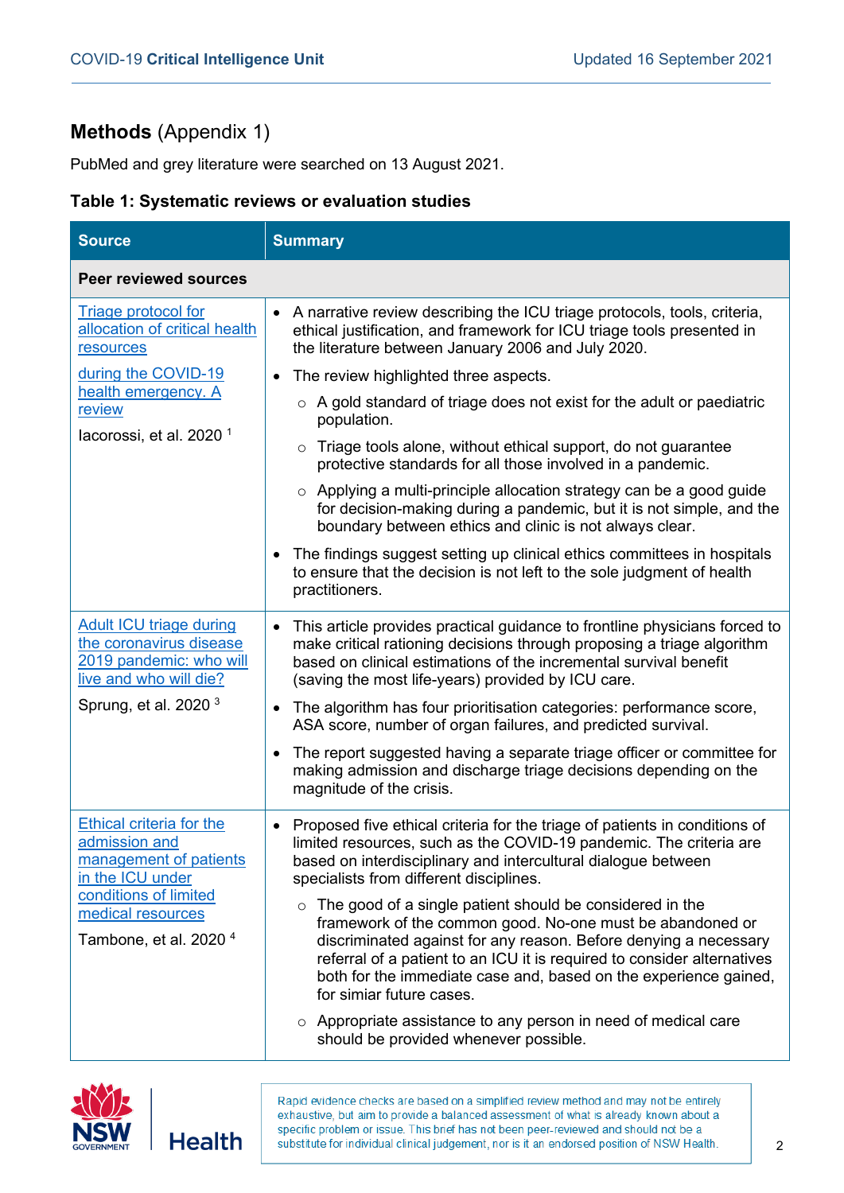## **Methods** (Appendix 1)

PubMed and grey literature were searched on 13 August 2021.

**Table 1: Systematic reviews or evaluation studies**

| Source | Summary |
|---|---|
| **Peer reviewed sources** | |
| Triage protocol for allocation of critical health resources during the COVID-19 health emergency. A review<br><br>Iacorossi, et al. 2020 [1] | • A narrative review describing the ICU triage protocols, tools, criteria, ethical justification, and framework for ICU triage tools presented in the literature between January 2006 and July 2020.<br>• The review highlighted three aspects.<br>  ○ A gold standard of triage does not exist for the adult or paediatric population.<br>  ○ Triage tools alone, without ethical support, do not guarantee protective standards for all those involved in a pandemic.<br>  ○ Applying a multi-principle allocation strategy can be a good guide for decision-making during a pandemic, but it is not simple, and the boundary between ethics and clinic is not always clear.<br>• The findings suggest setting up clinical ethics committees in hospitals to ensure that the decision is not left to the sole judgment of health practitioners. |
| Adult ICU triage during the coronavirus disease 2019 pandemic: who will live and who will die?<br><br>Sprung, et al. 2020 [3] | • This article provides practical guidance to frontline physicians forced to make critical rationing decisions through proposing a triage algorithm based on clinical estimations of the incremental survival benefit (saving the most life-years) provided by ICU care.<br>• The algorithm has four prioritisation categories: performance score, ASA score, number of organ failures, and predicted survival.<br>• The report suggested having a separate triage officer or committee for making admission and discharge triage decisions depending on the magnitude of the crisis. |
| Ethical criteria for the admission and management of patients in the ICU under conditions of limited medical resources<br><br>Tambone, et al. 2020 [4] | • Proposed five ethical criteria for the triage of patients in conditions of limited resources, such as the COVID-19 pandemic. The criteria are based on interdisciplinary and intercultural dialogue between specialists from different disciplines.<br>  ○ The good of a single patient should be considered in the framework of the common good. No-one must be abandoned or discriminated against for any reason. Before denying a necessary referral of a patient to an ICU it is required to consider alternatives both for the immediate case and, based on the experience gained, for simiar future cases.<br>  ○ Appropriate assistance to any person in need of medical care should be provided whenever possible. |

Rapid evidence checks are based on a simplified review method and may not be entirely exhaustive, but aim to provide a balanced assessment of what is already known about a specific problem or issue. This brief has not been peer-reviewed and should not be a substitute for individual clinical judgement, nor is it an endorsed position of NSW Health.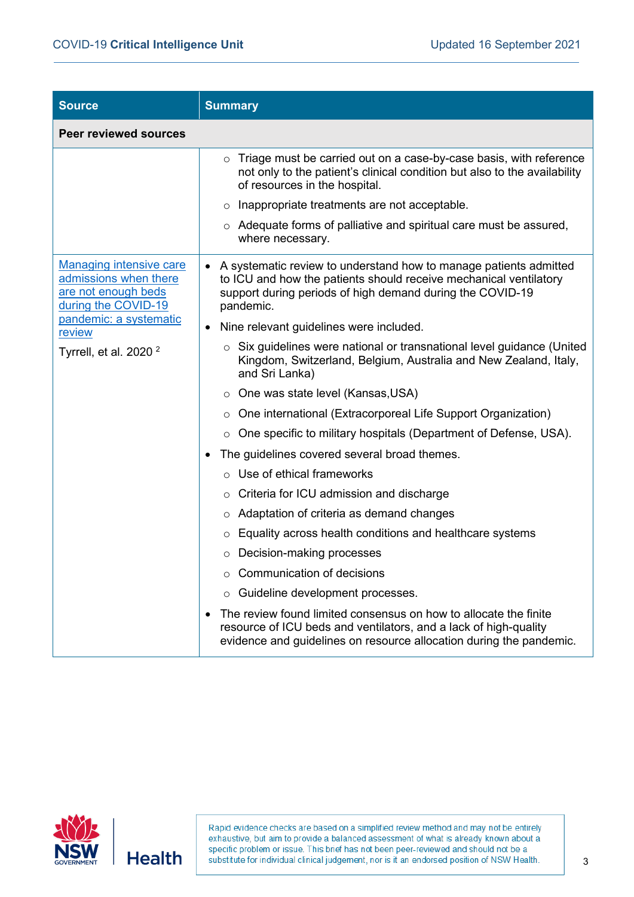| Source | Summary |
|---|---|
| **Peer reviewed sources** | |
| | ○ Triage must be carried out on a case-by-case basis, with reference not only to the patient's clinical condition but also to the availability of resources in the hospital.<br>○ Inappropriate treatments are not acceptable.<br>○ Adequate forms of palliative and spiritual care must be assured, where necessary. |
| [Managing intensive care admissions when there are not enough beds during the COVID-19 pandemic: a systematic review]()<br><br>Tyrrell, et al. 2020 [2] | • A systematic review to understand how to manage patients admitted to ICU and how the patients should receive mechanical ventilatory support during periods of high demand during the COVID-19 pandemic.<br>• Nine relevant guidelines were included.<br>  ○ Six guidelines were national or transnational level guidance (United Kingdom, Switzerland, Belgium, Australia and New Zealand, Italy, and Sri Lanka)<br>  ○ One was state level (Kansas,USA)<br>  ○ One international (Extracorporeal Life Support Organization)<br>  ○ One specific to military hospitals (Department of Defense, USA).<br>• The guidelines covered several broad themes.<br>  ○ Use of ethical frameworks<br>  ○ Criteria for ICU admission and discharge<br>  ○ Adaptation of criteria as demand changes<br>  ○ Equality across health conditions and healthcare systems<br>  ○ Decision-making processes<br>  ○ Communication of decisions<br>  ○ Guideline development processes.<br>• The review found limited consensus on how to allocate the finite resource of ICU beds and ventilators, and a lack of high-quality evidence and guidelines on resource allocation during the pandemic. |

Rapid evidence checks are based on a simplified review method and may not be entirely exhaustive, but aim to provide a balanced assessment of what is already known about a specific problem or issue. This brief has not been peer-reviewed and should not be a substitute for individual clinical judgement, nor is it an endorsed position of NSW Health.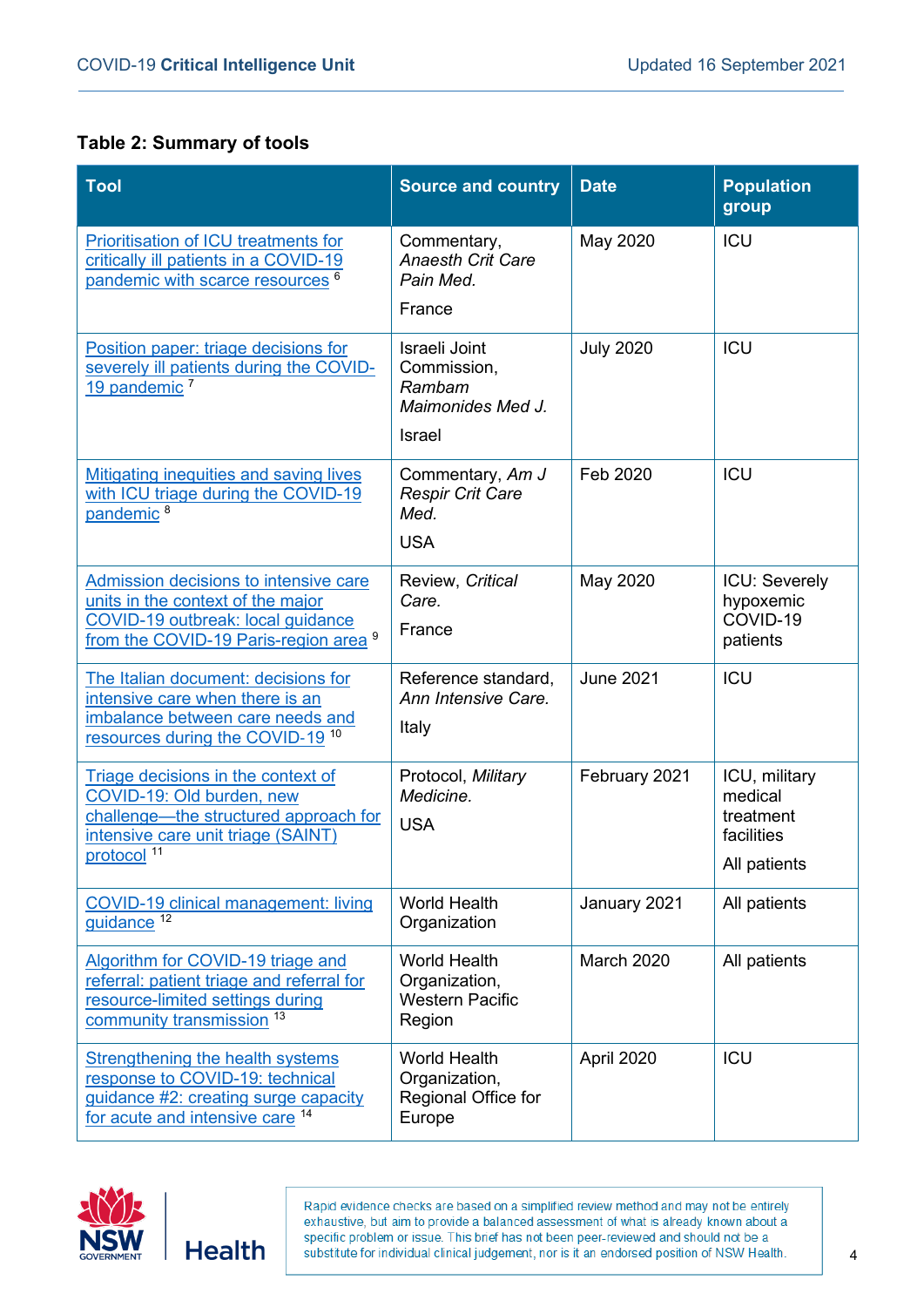**Table 2: Summary of tools**

| Tool | Source and country | Date | Population group |
|---|---|---|---|
| Prioritisation of ICU treatments for critically ill patients in a COVID-19 pandemic with scarce resources [6] | Commentary, *Anaesth Crit Care Pain Med.* France | May 2020 | ICU |
| Position paper: triage decisions for severely ill patients during the COVID-19 pandemic [7] | Israeli Joint Commission, *Rambam Maimonides Med J.* Israel | July 2020 | ICU |
| Mitigating inequities and saving lives with ICU triage during the COVID-19 pandemic [8] | Commentary, *Am J Respir Crit Care Med.* USA | Feb 2020 | ICU |
| Admission decisions to intensive care units in the context of the major COVID-19 outbreak: local guidance from the COVID-19 Paris-region area [9] | Review, *Critical Care.* France | May 2020 | ICU: Severely hypoxemic COVID-19 patients |
| The Italian document: decisions for intensive care when there is an imbalance between care needs and resources during the COVID-19 [10] | Reference standard, *Ann Intensive Care.* Italy | June 2021 | ICU |
| Triage decisions in the context of COVID-19: Old burden, new challenge—the structured approach for intensive care unit triage (SAINT) protocol [11] | Protocol, *Military Medicine.* USA | February 2021 | ICU, military medical treatment facilities All patients |
| COVID-19 clinical management: living guidance [12] | World Health Organization | January 2021 | All patients |
| Algorithm for COVID-19 triage and referral: patient triage and referral for resource-limited settings during community transmission [13] | World Health Organization, Western Pacific Region | March 2020 | All patients |
| Strengthening the health systems response to COVID-19: technical guidance #2: creating surge capacity for acute and intensive care [14] | World Health Organization, Regional Office for Europe | April 2020 | ICU |

Rapid evidence checks are based on a simplified review method and may not be entirely exhaustive, but aim to provide a balanced assessment of what is already known about a specific problem or issue. This brief has not been peer-reviewed and should not be a substitute for individual clinical judgement, nor is it an endorsed position of NSW Health.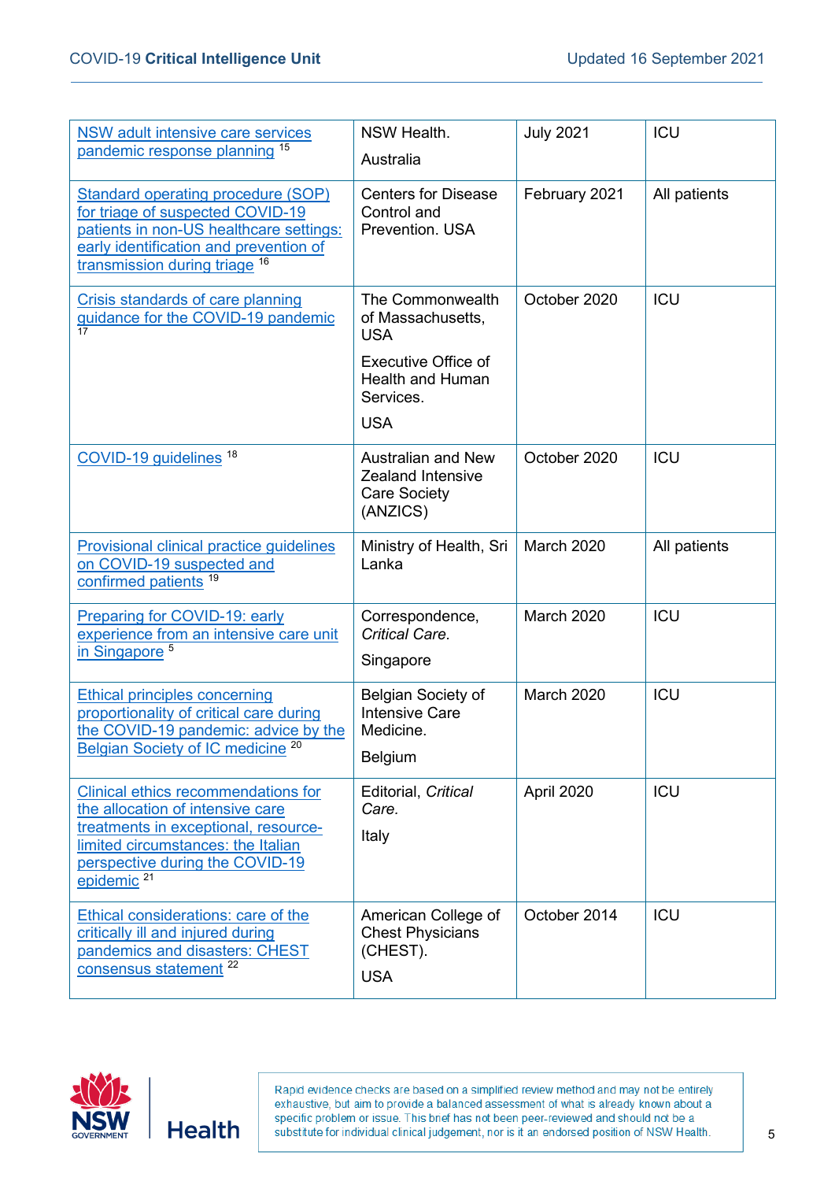| | | | |
|---|---|---|---|
| NSW adult intensive care services pandemic response planning [15] | NSW Health. Australia | July 2021 | ICU |
| Standard operating procedure (SOP) for triage of suspected COVID-19 patients in non-US healthcare settings: early identification and prevention of transmission during triage [16] | Centers for Disease Control and Prevention. USA | February 2021 | All patients |
| Crisis standards of care planning guidance for the COVID-19 pandemic [17] | The Commonwealth of Massachusetts, USA<br><br>Executive Office of Health and Human Services.<br><br>USA | October 2020 | ICU |
| COVID-19 guidelines [18] | Australian and New Zealand Intensive Care Society (ANZICS) | October 2020 | ICU |
| Provisional clinical practice guidelines on COVID-19 suspected and confirmed patients [19] | Ministry of Health, Sri Lanka | March 2020 | All patients |
| Preparing for COVID-19: early experience from an intensive care unit in Singapore [5] | Correspondence, *Critical Care*.<br><br>Singapore | March 2020 | ICU |
| Ethical principles concerning proportionality of critical care during the COVID-19 pandemic: advice by the Belgian Society of IC medicine [20] | Belgian Society of Intensive Care Medicine.<br><br>Belgium | March 2020 | ICU |
| Clinical ethics recommendations for the allocation of intensive care treatments in exceptional, resource-limited circumstances: the Italian perspective during the COVID-19 epidemic [21] | Editorial, *Critical Care*.<br><br>Italy | April 2020 | ICU |
| Ethical considerations: care of the critically ill and injured during pandemics and disasters: CHEST consensus statement [22] | American College of Chest Physicians (CHEST).<br><br>USA | October 2014 | ICU |

Rapid evidence checks are based on a simplified review method and may not be entirely exhaustive, but aim to provide a balanced assessment of what is already known about a specific problem or issue. This brief has not been peer-reviewed and should not be a substitute for individual clinical judgement, nor is it an endorsed position of NSW Health.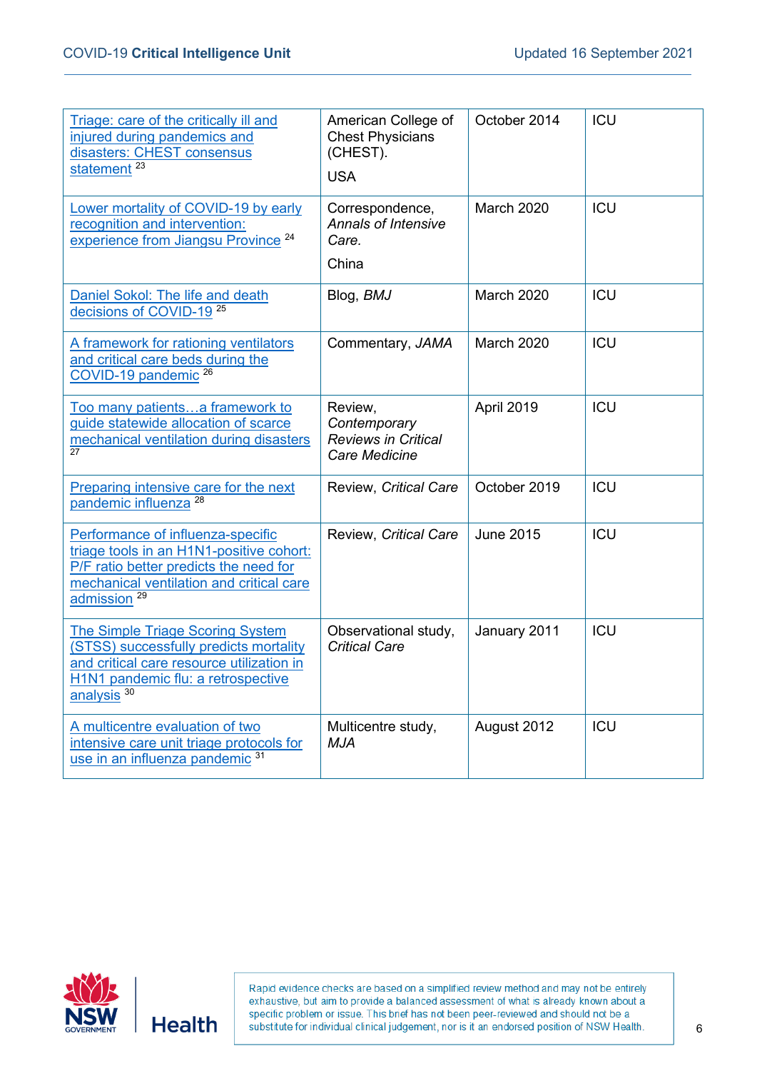| | | | |
|---|---|---|---|
| Triage: care of the critically ill and injured during pandemics and disasters: CHEST consensus statement [23] | American College of Chest Physicians (CHEST). USA | October 2014 | ICU |
| Lower mortality of COVID-19 by early recognition and intervention: experience from Jiangsu Province [24] | Correspondence, *Annals of Intensive Care.* China | March 2020 | ICU |
| Daniel Sokol: The life and death decisions of COVID-19 [25] | Blog, *BMJ* | March 2020 | ICU |
| A framework for rationing ventilators and critical care beds during the COVID-19 pandemic [26] | Commentary, *JAMA* | March 2020 | ICU |
| Too many patients…a framework to guide statewide allocation of scarce mechanical ventilation during disasters [27] | Review, *Contemporary Reviews in Critical Care Medicine* | April 2019 | ICU |
| Preparing intensive care for the next pandemic influenza [28] | Review, *Critical Care* | October 2019 | ICU |
| Performance of influenza-specific triage tools in an H1N1-positive cohort: P/F ratio better predicts the need for mechanical ventilation and critical care admission [29] | Review, *Critical Care* | June 2015 | ICU |
| The Simple Triage Scoring System (STSS) successfully predicts mortality and critical care resource utilization in H1N1 pandemic flu: a retrospective analysis [30] | Observational study, *Critical Care* | January 2011 | ICU |
| A multicentre evaluation of two intensive care unit triage protocols for use in an influenza pandemic [31] | Multicentre study, *MJA* | August 2012 | ICU |

Rapid evidence checks are based on a simplified review method and may not be entirely exhaustive, but aim to provide a balanced assessment of what is already known about a specific problem or issue. This brief has not been peer-reviewed and should not be a substitute for individual clinical judgement, nor is it an endorsed position of NSW Health.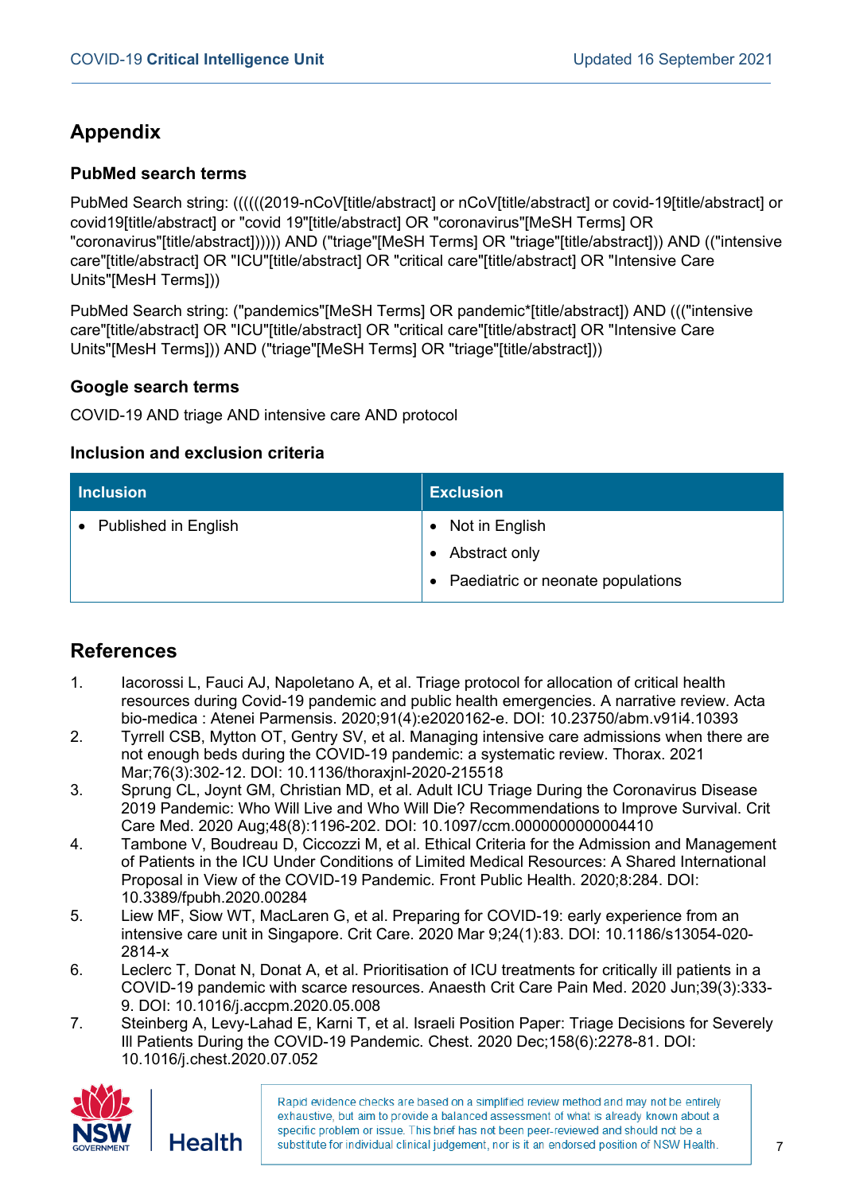## Appendix

### PubMed search terms

PubMed Search string: ((((((2019-nCoV[title/abstract] or nCoV[title/abstract] or covid-19[title/abstract] or covid19[title/abstract] or "covid 19"[title/abstract] OR "coronavirus"[MeSH Terms] OR "coronavirus"[title/abstract]))))) AND ("triage"[MeSH Terms] OR "triage"[title/abstract])) AND (("intensive care"[title/abstract] OR "ICU"[title/abstract] OR "critical care"[title/abstract] OR "Intensive Care Units"[MesH Terms]))

PubMed Search string: ("pandemics"[MeSH Terms] OR pandemic*[title/abstract]) AND ((("intensive care"[title/abstract] OR "ICU"[title/abstract] OR "critical care"[title/abstract] OR "Intensive Care Units"[MesH Terms])) AND ("triage"[MeSH Terms] OR "triage"[title/abstract]))

### Google search terms

COVID-19 AND triage AND intensive care AND protocol

### Inclusion and exclusion criteria

| Inclusion | Exclusion |
| --- | --- |
| • Published in English | • Not in English<br>• Abstract only<br>• Paediatric or neonate populations |

## References

1. Iacorossi L, Fauci AJ, Napoletano A, et al. Triage protocol for allocation of critical health resources during Covid-19 pandemic and public health emergencies. A narrative review. Acta bio-medica : Atenei Parmensis. 2020;91(4):e2020162-e. DOI: 10.23750/abm.v91i4.10393
2. Tyrrell CSB, Mytton OT, Gentry SV, et al. Managing intensive care admissions when there are not enough beds during the COVID-19 pandemic: a systematic review. Thorax. 2021 Mar;76(3):302-12. DOI: 10.1136/thoraxjnl-2020-215518
3. Sprung CL, Joynt GM, Christian MD, et al. Adult ICU Triage During the Coronavirus Disease 2019 Pandemic: Who Will Live and Who Will Die? Recommendations to Improve Survival. Crit Care Med. 2020 Aug;48(8):1196-202. DOI: 10.1097/ccm.0000000000004410
4. Tambone V, Boudreau D, Ciccozzi M, et al. Ethical Criteria for the Admission and Management of Patients in the ICU Under Conditions of Limited Medical Resources: A Shared International Proposal in View of the COVID-19 Pandemic. Front Public Health. 2020;8:284. DOI: 10.3389/fpubh.2020.00284
5. Liew MF, Siow WT, MacLaren G, et al. Preparing for COVID-19: early experience from an intensive care unit in Singapore. Crit Care. 2020 Mar 9;24(1):83. DOI: 10.1186/s13054-020-2814-x
6. Leclerc T, Donat N, Donat A, et al. Prioritisation of ICU treatments for critically ill patients in a COVID-19 pandemic with scarce resources. Anaesth Crit Care Pain Med. 2020 Jun;39(3):333-9. DOI: 10.1016/j.accpm.2020.05.008
7. Steinberg A, Levy-Lahad E, Karni T, et al. Israeli Position Paper: Triage Decisions for Severely Ill Patients During the COVID-19 Pandemic. Chest. 2020 Dec;158(6):2278-81. DOI: 10.1016/j.chest.2020.07.052

Rapid evidence checks are based on a simplified review method and may not be entirely exhaustive, but aim to provide a balanced assessment of what is already known about a specific problem or issue. This brief has not been peer-reviewed and should not be a substitute for individual clinical judgement, nor is it an endorsed position of NSW Health.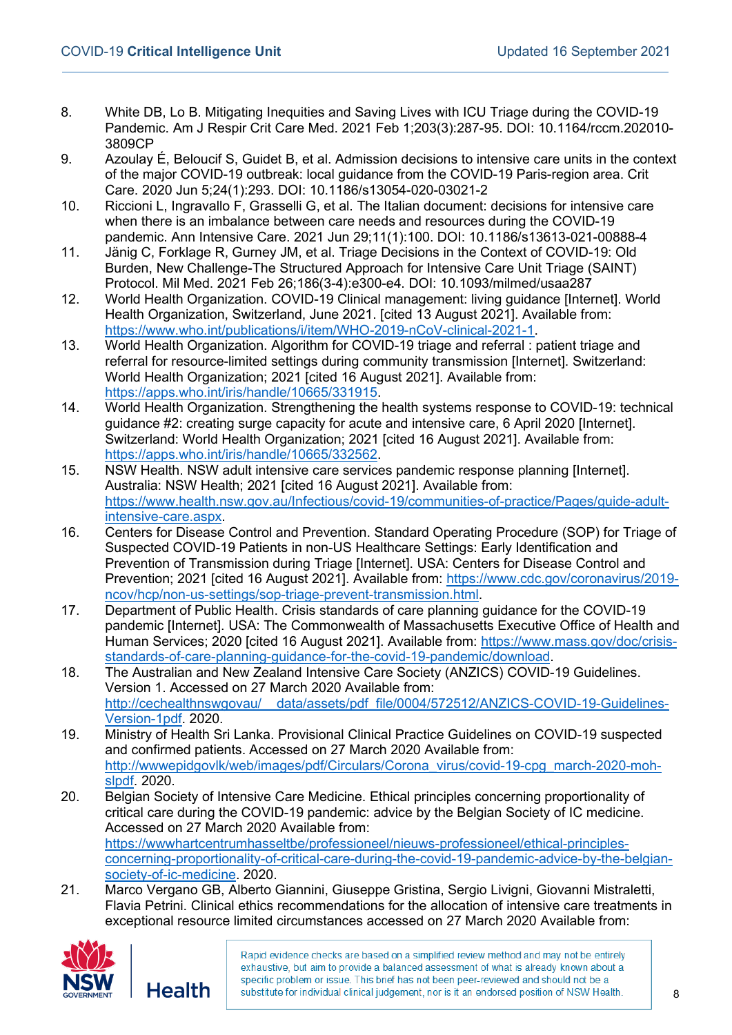8. White DB, Lo B. Mitigating Inequities and Saving Lives with ICU Triage during the COVID-19 Pandemic. Am J Respir Crit Care Med. 2021 Feb 1;203(3):287-95. DOI: 10.1164/rccm.202010-3809CP
9. Azoulay É, Beloucif S, Guidet B, et al. Admission decisions to intensive care units in the context of the major COVID-19 outbreak: local guidance from the COVID-19 Paris-region area. Crit Care. 2020 Jun 5;24(1):293. DOI: 10.1186/s13054-020-03021-2
10. Riccioni L, Ingravallo F, Grasselli G, et al. The Italian document: decisions for intensive care when there is an imbalance between care needs and resources during the COVID-19 pandemic. Ann Intensive Care. 2021 Jun 29;11(1):100. DOI: 10.1186/s13613-021-00888-4
11. Jänig C, Forklage R, Gurney JM, et al. Triage Decisions in the Context of COVID-19: Old Burden, New Challenge-The Structured Approach for Intensive Care Unit Triage (SAINT) Protocol. Mil Med. 2021 Feb 26;186(3-4):e300-e4. DOI: 10.1093/milmed/usaa287
12. World Health Organization. COVID-19 Clinical management: living guidance [Internet]. World Health Organization, Switzerland, June 2021. [cited 13 August 2021]. Available from: https://www.who.int/publications/i/item/WHO-2019-nCoV-clinical-2021-1.
13. World Health Organization. Algorithm for COVID-19 triage and referral : patient triage and referral for resource-limited settings during community transmission [Internet]. Switzerland: World Health Organization; 2021 [cited 16 August 2021]. Available from: https://apps.who.int/iris/handle/10665/331915.
14. World Health Organization. Strengthening the health systems response to COVID-19: technical guidance #2: creating surge capacity for acute and intensive care, 6 April 2020 [Internet]. Switzerland: World Health Organization; 2021 [cited 16 August 2021]. Available from: https://apps.who.int/iris/handle/10665/332562.
15. NSW Health. NSW adult intensive care services pandemic response planning [Internet]. Australia: NSW Health; 2021 [cited 16 August 2021]. Available from: https://www.health.nsw.gov.au/Infectious/covid-19/communities-of-practice/Pages/guide-adult-intensive-care.aspx.
16. Centers for Disease Control and Prevention. Standard Operating Procedure (SOP) for Triage of Suspected COVID-19 Patients in non-US Healthcare Settings: Early Identification and Prevention of Transmission during Triage [Internet]. USA: Centers for Disease Control and Prevention; 2021 [cited 16 August 2021]. Available from: https://www.cdc.gov/coronavirus/2019-ncov/hcp/non-us-settings/sop-triage-prevent-transmission.html.
17. Department of Public Health. Crisis standards of care planning guidance for the COVID-19 pandemic [Internet]. USA: The Commonwealth of Massachusetts Executive Office of Health and Human Services; 2020 [cited 16 August 2021]. Available from: https://www.mass.gov/doc/crisis-standards-of-care-planning-guidance-for-the-covid-19-pandemic/download.
18. The Australian and New Zealand Intensive Care Society (ANZICS) COVID-19 Guidelines. Version 1. Accessed on 27 March 2020 Available from: http://cechealthnswgovau/__data/assets/pdf_file/0004/572512/ANZICS-COVID-19-Guidelines-Version-1pdf. 2020.
19. Ministry of Health Sri Lanka. Provisional Clinical Practice Guidelines on COVID-19 suspected and confirmed patients. Accessed on 27 March 2020 Available from: http://wwwepidgovlk/web/images/pdf/Circulars/Corona_virus/covid-19-cpg_march-2020-moh-slpdf. 2020.
20. Belgian Society of Intensive Care Medicine. Ethical principles concerning proportionality of critical care during the COVID-19 pandemic: advice by the Belgian Society of IC medicine. Accessed on 27 March 2020 Available from: https://wwwhartcentrumhasseltbe/professioneel/nieuws-professioneel/ethical-principles-concerning-proportionality-of-critical-care-during-the-covid-19-pandemic-advice-by-the-belgian-society-of-ic-medicine. 2020.
21. Marco Vergano GB, Alberto Giannini, Giuseppe Gristina, Sergio Livigni, Giovanni Mistraletti, Flavia Petrini. Clinical ethics recommendations for the allocation of intensive care treatments in exceptional resource limited circumstances accessed on 27 March 2020 Available from:

Rapid evidence checks are based on a simplified review method and may not be entirely exhaustive, but aim to provide a balanced assessment of what is already known about a specific problem or issue. This brief has not been peer-reviewed and should not be a substitute for individual clinical judgement, nor is it an endorsed position of NSW Health.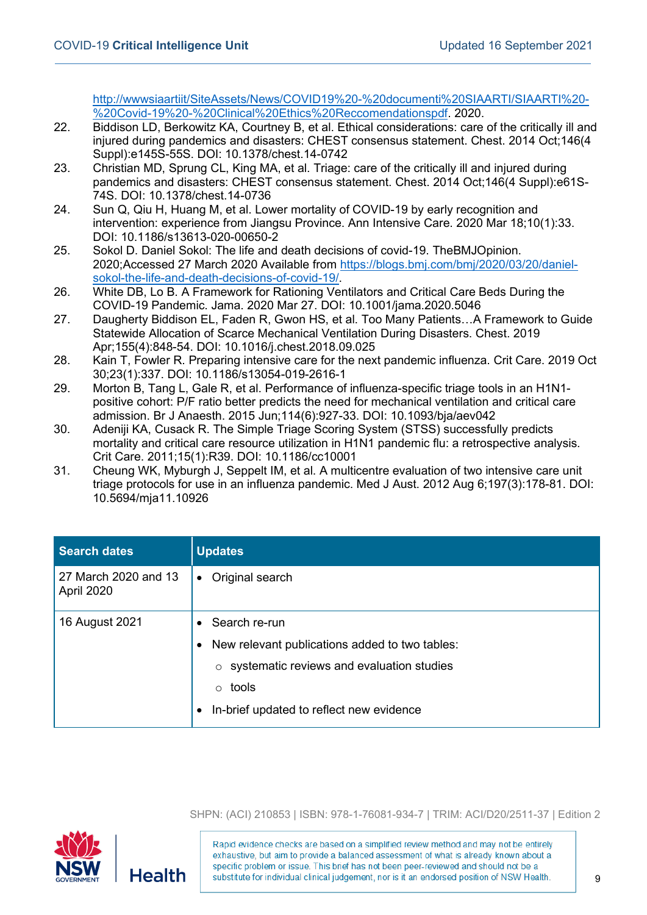http://wwwsiaartiit/SiteAssets/News/COVID19%20-%20documenti%20SIAARTI/SIAARTI%20-%20Covid-19%20-%20Clinical%20Ethics%20Reccomendationspdf. 2020.

22. Biddison LD, Berkowitz KA, Courtney B, et al. Ethical considerations: care of the critically ill and injured during pandemics and disasters: CHEST consensus statement. Chest. 2014 Oct;146(4 Suppl):e145S-55S. DOI: 10.1378/chest.14-0742
23. Christian MD, Sprung CL, King MA, et al. Triage: care of the critically ill and injured during pandemics and disasters: CHEST consensus statement. Chest. 2014 Oct;146(4 Suppl):e61S-74S. DOI: 10.1378/chest.14-0736
24. Sun Q, Qiu H, Huang M, et al. Lower mortality of COVID-19 by early recognition and intervention: experience from Jiangsu Province. Ann Intensive Care. 2020 Mar 18;10(1):33. DOI: 10.1186/s13613-020-00650-2
25. Sokol D. Daniel Sokol: The life and death decisions of covid-19. TheBMJOpinion. 2020;Accessed 27 March 2020 Available from https://blogs.bmj.com/bmj/2020/03/20/daniel-sokol-the-life-and-death-decisions-of-covid-19/.
26. White DB, Lo B. A Framework for Rationing Ventilators and Critical Care Beds During the COVID-19 Pandemic. Jama. 2020 Mar 27. DOI: 10.1001/jama.2020.5046
27. Daugherty Biddison EL, Faden R, Gwon HS, et al. Too Many Patients…A Framework to Guide Statewide Allocation of Scarce Mechanical Ventilation During Disasters. Chest. 2019 Apr;155(4):848-54. DOI: 10.1016/j.chest.2018.09.025
28. Kain T, Fowler R. Preparing intensive care for the next pandemic influenza. Crit Care. 2019 Oct 30;23(1):337. DOI: 10.1186/s13054-019-2616-1
29. Morton B, Tang L, Gale R, et al. Performance of influenza-specific triage tools in an H1N1-positive cohort: P/F ratio better predicts the need for mechanical ventilation and critical care admission. Br J Anaesth. 2015 Jun;114(6):927-33. DOI: 10.1093/bja/aev042
30. Adeniji KA, Cusack R. The Simple Triage Scoring System (STSS) successfully predicts mortality and critical care resource utilization in H1N1 pandemic flu: a retrospective analysis. Crit Care. 2011;15(1):R39. DOI: 10.1186/cc10001
31. Cheung WK, Myburgh J, Seppelt IM, et al. A multicentre evaluation of two intensive care unit triage protocols for use in an influenza pandemic. Med J Aust. 2012 Aug 6;197(3):178-81. DOI: 10.5694/mja11.10926

| Search dates | Updates |
|---|---|
| 27 March 2020 and 13 April 2020 | • Original search |
| 16 August 2021 | • Search re-run<br>• New relevant publications added to two tables:<br>  ○ systematic reviews and evaluation studies<br>  ○ tools<br>• In-brief updated to reflect new evidence |

SHPN: (ACI) 210853 | ISBN: 978-1-76081-934-7 | TRIM: ACI/D20/2511-37 | Edition 2

Rapid evidence checks are based on a simplified review method and may not be entirely exhaustive, but aim to provide a balanced assessment of what is already known about a specific problem or issue. This brief has not been peer-reviewed and should not be a substitute for individual clinical judgement, nor is it an endorsed position of NSW Health.